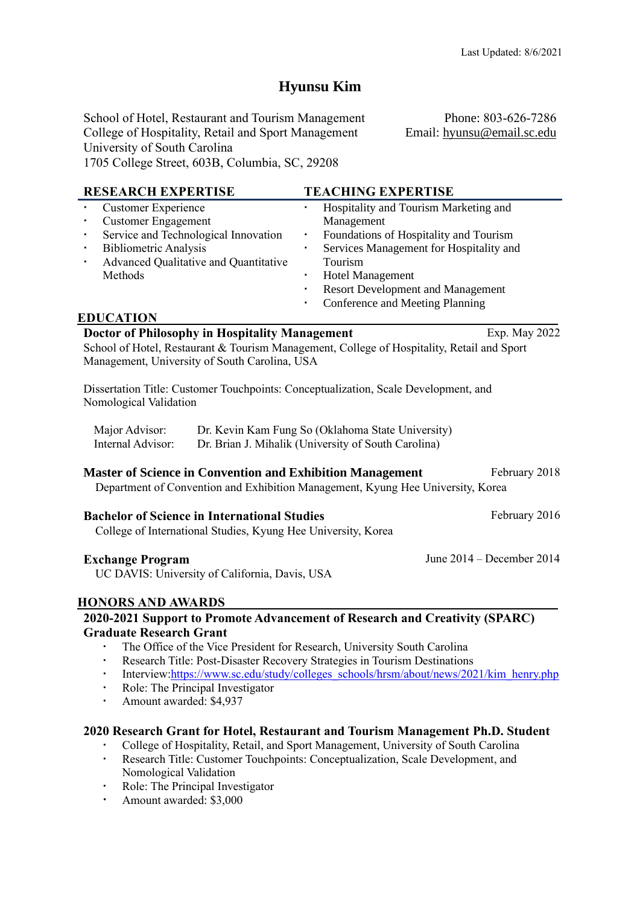Last Updated: 8/6/2021

# Hyunsu Kim

School of Hotel, Restaurant and Tourism Management
College of Hospitality, Retail and Sport Management
University of South Carolina
1705 College Street, 603B, Columbia, SC, 29208

Phone: 803-626-7286
Email: hyunsu@email.sc.edu

## RESEARCH EXPERTISE

- Customer Experience
- Customer Engagement
- Service and Technological Innovation
- Bibliometric Analysis
- Advanced Qualitative and Quantitative Methods

## TEACHING EXPERTISE

- Hospitality and Tourism Marketing and Management
- Foundations of Hospitality and Tourism
- Services Management for Hospitality and Tourism
- Hotel Management
- Resort Development and Management
- Conference and Meeting Planning

## EDUCATION

**Doctor of Philosophy in Hospitality Management** — Exp. May 2022
School of Hotel, Restaurant & Tourism Management, College of Hospitality, Retail and Sport Management, University of South Carolina, USA

Dissertation Title: Customer Touchpoints: Conceptualization, Scale Development, and Nomological Validation

Major Advisor: Dr. Kevin Kam Fung So (Oklahoma State University)
Internal Advisor: Dr. Brian J. Mihalik (University of South Carolina)

**Master of Science in Convention and Exhibition Management** — February 2018
Department of Convention and Exhibition Management, Kyung Hee University, Korea

**Bachelor of Science in International Studies** — February 2016
College of International Studies, Kyung Hee University, Korea

**Exchange Program** — June 2014 – December 2014
UC DAVIS: University of California, Davis, USA

## HONORS AND AWARDS

**2020-2021 Support to Promote Advancement of Research and Creativity (SPARC) Graduate Research Grant**

- The Office of the Vice President for Research, University South Carolina
- Research Title: Post-Disaster Recovery Strategies in Tourism Destinations
- Interview:https://www.sc.edu/study/colleges_schools/hrsm/about/news/2021/kim_henry.php
- Role: The Principal Investigator
- Amount awarded: $4,937

**2020 Research Grant for Hotel, Restaurant and Tourism Management Ph.D. Student**

- College of Hospitality, Retail, and Sport Management, University of South Carolina
- Research Title: Customer Touchpoints: Conceptualization, Scale Development, and Nomological Validation
- Role: The Principal Investigator
- Amount awarded: $3,000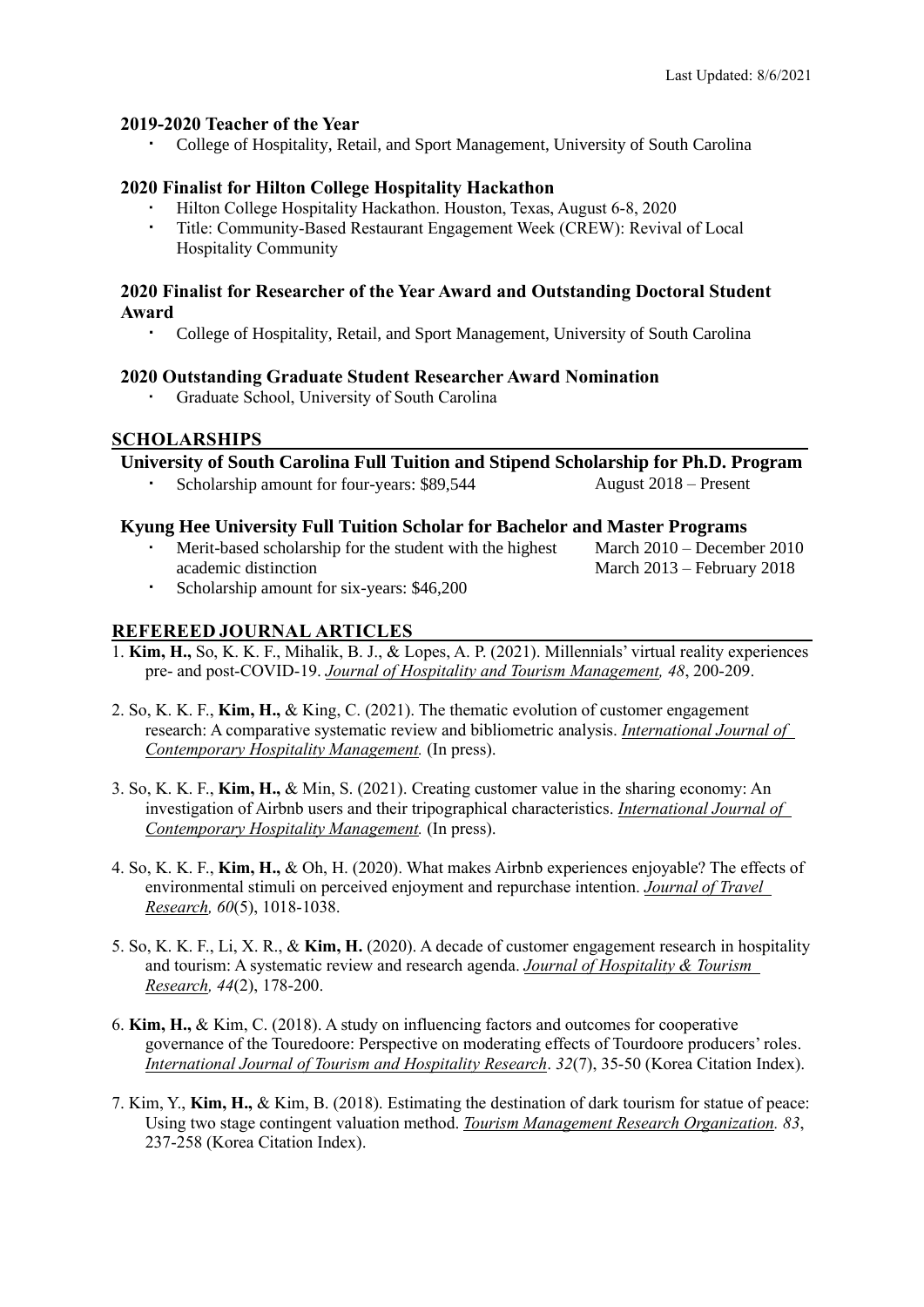### 2019-2020 Teacher of the Year

- College of Hospitality, Retail, and Sport Management, University of South Carolina

### 2020 Finalist for Hilton College Hospitality Hackathon

- Hilton College Hospitality Hackathon. Houston, Texas, August 6-8, 2020
- Title: Community-Based Restaurant Engagement Week (CREW): Revival of Local Hospitality Community

### 2020 Finalist for Researcher of the Year Award and Outstanding Doctoral Student Award

- College of Hospitality, Retail, and Sport Management, University of South Carolina

### 2020 Outstanding Graduate Student Researcher Award Nomination

- Graduate School, University of South Carolina

## SCHOLARSHIPS

### University of South Carolina Full Tuition and Stipend Scholarship for Ph.D. Program

- Scholarship amount for four-years: $89,544 — August 2018 – Present

### Kyung Hee University Full Tuition Scholar for Bachelor and Master Programs

- Merit-based scholarship for the student with the highest academic distinction — March 2010 – December 2010; March 2013 – February 2018
- Scholarship amount for six-years: $46,200

## REFEREED JOURNAL ARTICLES

1. **Kim, H.,** So, K. K. F., Mihalik, B. J., & Lopes, A. P. (2021). Millennials' virtual reality experiences pre- and post-COVID-19. *Journal of Hospitality and Tourism Management, 48*, 200-209.

2. So, K. K. F., **Kim, H.,** & King, C. (2021). The thematic evolution of customer engagement research: A comparative systematic review and bibliometric analysis. *International Journal of Contemporary Hospitality Management.* (In press).

3. So, K. K. F., **Kim, H.,** & Min, S. (2021). Creating customer value in the sharing economy: An investigation of Airbnb users and their tripographical characteristics. *International Journal of Contemporary Hospitality Management.* (In press).

4. So, K. K. F., **Kim, H.,** & Oh, H. (2020). What makes Airbnb experiences enjoyable? The effects of environmental stimuli on perceived enjoyment and repurchase intention. *Journal of Travel Research, 60*(5), 1018-1038.

5. So, K. K. F., Li, X. R., & **Kim, H.** (2020). A decade of customer engagement research in hospitality and tourism: A systematic review and research agenda. *Journal of Hospitality & Tourism Research, 44*(2), 178-200.

6. **Kim, H.,** & Kim, C. (2018). A study on influencing factors and outcomes for cooperative governance of the Touredoore: Perspective on moderating effects of Tourdoore producers' roles. *International Journal of Tourism and Hospitality Research*. *32*(7), 35-50 (Korea Citation Index).

7. Kim, Y., **Kim, H.,** & Kim, B. (2018). Estimating the destination of dark tourism for statue of peace: Using two stage contingent valuation method. *Tourism Management Research Organization. 83*, 237-258 (Korea Citation Index).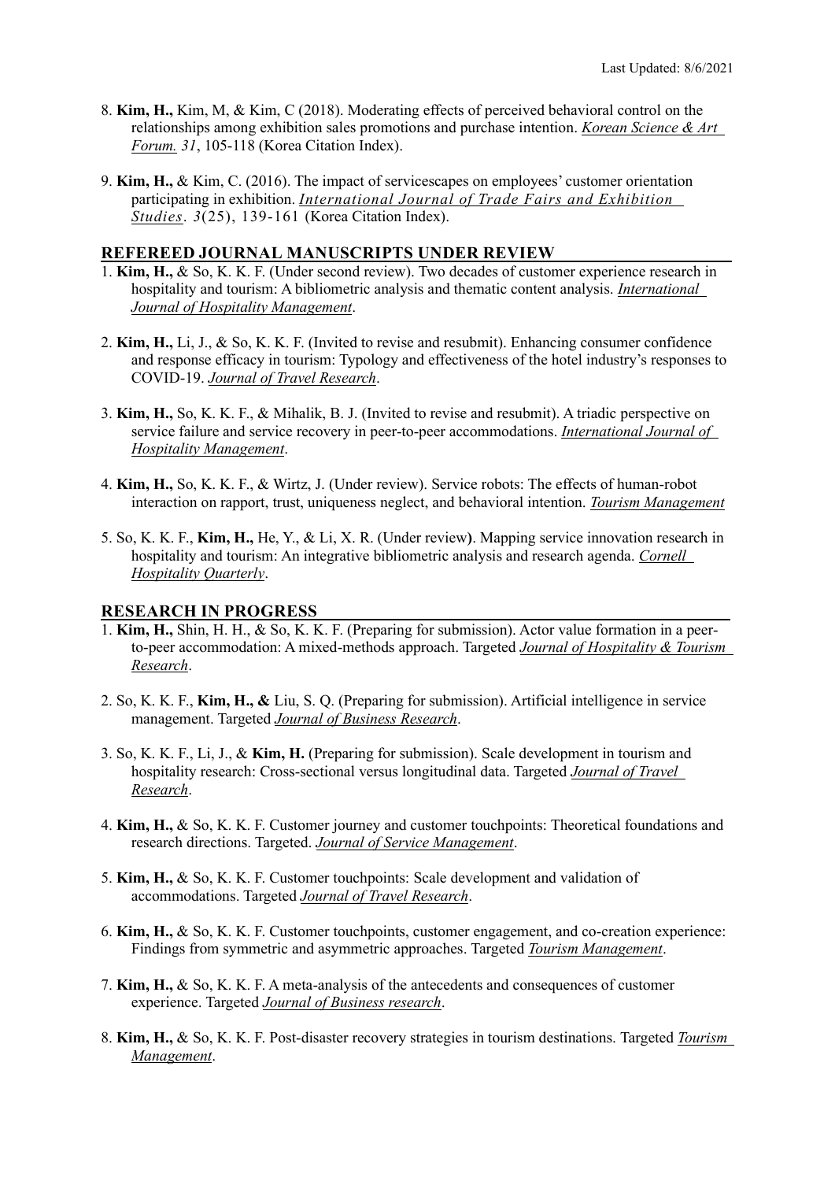8. **Kim, H.,** Kim, M, & Kim, C (2018). Moderating effects of perceived behavioral control on the relationships among exhibition sales promotions and purchase intention. *Korean Science & Art Forum. 31*, 105-118 (Korea Citation Index).

9. **Kim, H.,** & Kim, C. (2016). The impact of servicescapes on employees' customer orientation participating in exhibition. *International Journal of Trade Fairs and Exhibition Studies. 3*(25), 139-161 (Korea Citation Index).

## REFEREED JOURNAL MANUSCRIPTS UNDER REVIEW

1. **Kim, H.,** & So, K. K. F. (Under second review). Two decades of customer experience research in hospitality and tourism: A bibliometric analysis and thematic content analysis. *International Journal of Hospitality Management*.

2. **Kim, H.,** Li, J., & So, K. K. F. (Invited to revise and resubmit). Enhancing consumer confidence and response efficacy in tourism: Typology and effectiveness of the hotel industry's responses to COVID-19. *Journal of Travel Research*.

3. **Kim, H.,** So, K. K. F., & Mihalik, B. J. (Invited to revise and resubmit). A triadic perspective on service failure and service recovery in peer-to-peer accommodations. *International Journal of Hospitality Management*.

4. **Kim, H.,** So, K. K. F., & Wirtz, J. (Under review). Service robots: The effects of human-robot interaction on rapport, trust, uniqueness neglect, and behavioral intention. *Tourism Management*

5. So, K. K. F., **Kim, H.,** He, Y., & Li, X. R. (Under review). Mapping service innovation research in hospitality and tourism: An integrative bibliometric analysis and research agenda. *Cornell Hospitality Quarterly*.

## RESEARCH IN PROGRESS

1. **Kim, H.,** Shin, H. H., & So, K. K. F. (Preparing for submission). Actor value formation in a peer-to-peer accommodation: A mixed-methods approach. Targeted *Journal of Hospitality & Tourism Research*.

2. So, K. K. F., **Kim, H., &** Liu, S. Q. (Preparing for submission). Artificial intelligence in service management. Targeted *Journal of Business Research*.

3. So, K. K. F., Li, J., & **Kim, H.** (Preparing for submission). Scale development in tourism and hospitality research: Cross-sectional versus longitudinal data. Targeted *Journal of Travel Research*.

4. **Kim, H.,** & So, K. K. F. Customer journey and customer touchpoints: Theoretical foundations and research directions. Targeted. *Journal of Service Management*.

5. **Kim, H.,** & So, K. K. F. Customer touchpoints: Scale development and validation of accommodations. Targeted *Journal of Travel Research*.

6. **Kim, H.,** & So, K. K. F. Customer touchpoints, customer engagement, and co-creation experience: Findings from symmetric and asymmetric approaches. Targeted *Tourism Management*.

7. **Kim, H.,** & So, K. K. F. A meta-analysis of the antecedents and consequences of customer experience. Targeted *Journal of Business research*.

8. **Kim, H.,** & So, K. K. F. Post-disaster recovery strategies in tourism destinations. Targeted *Tourism Management*.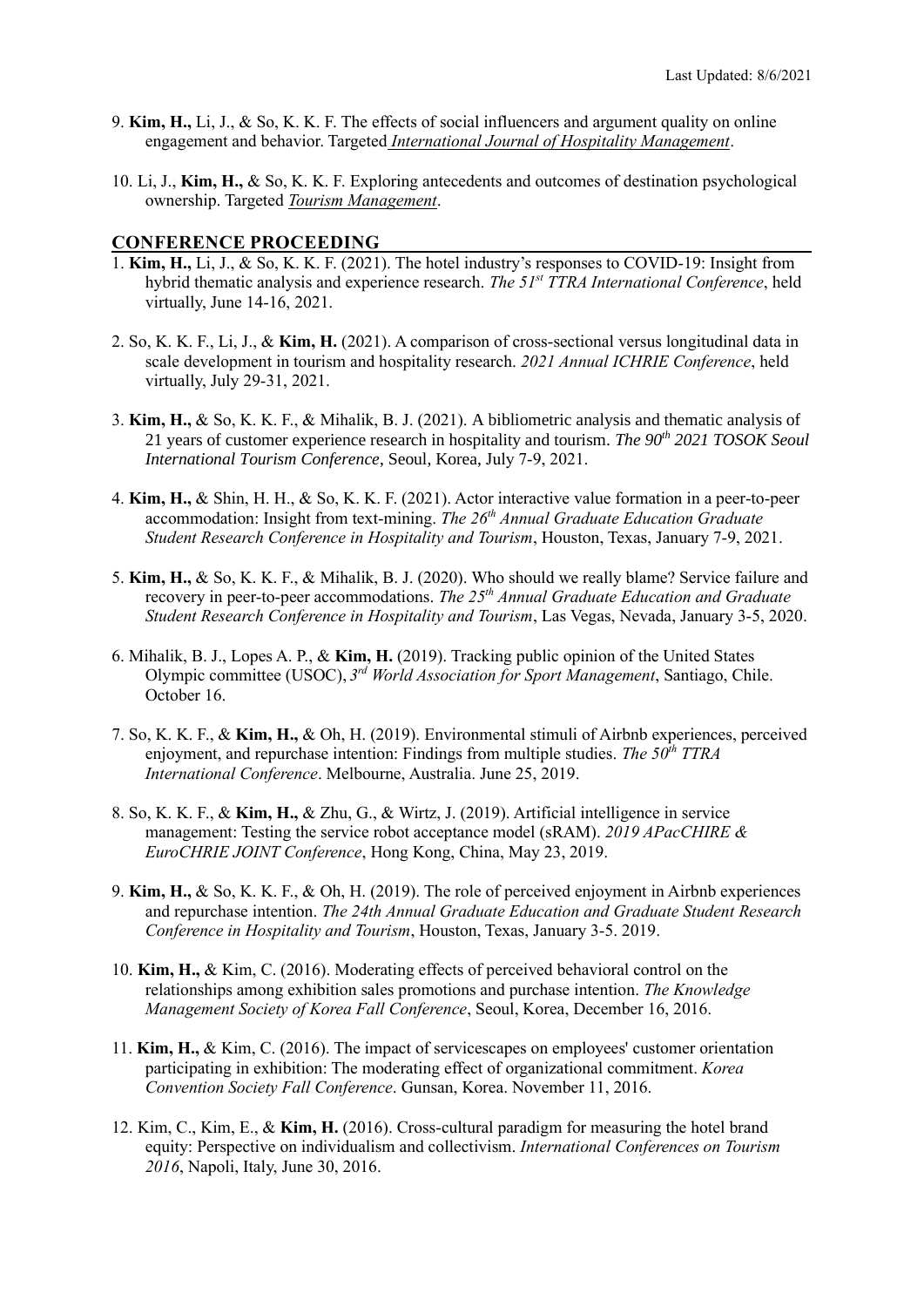9. **Kim, H.,** Li, J., & So, K. K. F. The effects of social influencers and argument quality on online engagement and behavior. Targeted *International Journal of Hospitality Management*.

10. Li, J., **Kim, H.,** & So, K. K. F. Exploring antecedents and outcomes of destination psychological ownership. Targeted *Tourism Management*.

## CONFERENCE PROCEEDING

1. **Kim, H.,** Li, J., & So, K. K. F. (2021). The hotel industry's responses to COVID-19: Insight from hybrid thematic analysis and experience research. *The 51st TTRA International Conference*, held virtually, June 14-16, 2021.

2. So, K. K. F., Li, J., & **Kim, H.** (2021). A comparison of cross-sectional versus longitudinal data in scale development in tourism and hospitality research. *2021 Annual ICHRIE Conference*, held virtually, July 29-31, 2021.

3. **Kim, H.,** & So, K. K. F., & Mihalik, B. J. (2021). A bibliometric analysis and thematic analysis of 21 years of customer experience research in hospitality and tourism. *The 90th 2021 TOSOK Seoul International Tourism Conference*, Seoul, Korea, July 7-9, 2021.

4. **Kim, H.,** & Shin, H. H., & So, K. K. F. (2021). Actor interactive value formation in a peer-to-peer accommodation: Insight from text-mining. *The 26th Annual Graduate Education Graduate Student Research Conference in Hospitality and Tourism*, Houston, Texas, January 7-9, 2021.

5. **Kim, H.,** & So, K. K. F., & Mihalik, B. J. (2020). Who should we really blame? Service failure and recovery in peer-to-peer accommodations. *The 25th Annual Graduate Education and Graduate Student Research Conference in Hospitality and Tourism*, Las Vegas, Nevada, January 3-5, 2020.

6. Mihalik, B. J., Lopes A. P., & **Kim, H.** (2019). Tracking public opinion of the United States Olympic committee (USOC), *3rd World Association for Sport Management*, Santiago, Chile. October 16.

7. So, K. K. F., & **Kim, H.,** & Oh, H. (2019). Environmental stimuli of Airbnb experiences, perceived enjoyment, and repurchase intention: Findings from multiple studies. *The 50th TTRA International Conference*. Melbourne, Australia. June 25, 2019.

8. So, K. K. F., & **Kim, H.,** & Zhu, G., & Wirtz, J. (2019). Artificial intelligence in service management: Testing the service robot acceptance model (sRAM). *2019 APacCHIRE & EuroCHRIE JOINT Conference*, Hong Kong, China, May 23, 2019.

9. **Kim, H.,** & So, K. K. F., & Oh, H. (2019). The role of perceived enjoyment in Airbnb experiences and repurchase intention. *The 24th Annual Graduate Education and Graduate Student Research Conference in Hospitality and Tourism*, Houston, Texas, January 3-5. 2019.

10. **Kim, H.,** & Kim, C. (2016). Moderating effects of perceived behavioral control on the relationships among exhibition sales promotions and purchase intention. *The Knowledge Management Society of Korea Fall Conference*, Seoul, Korea, December 16, 2016.

11. **Kim, H.,** & Kim, C. (2016). The impact of servicescapes on employees' customer orientation participating in exhibition: The moderating effect of organizational commitment. *Korea Convention Society Fall Conference*. Gunsan, Korea. November 11, 2016.

12. Kim, C., Kim, E., & **Kim, H.** (2016). Cross-cultural paradigm for measuring the hotel brand equity: Perspective on individualism and collectivism. *International Conferences on Tourism 2016*, Napoli, Italy, June 30, 2016.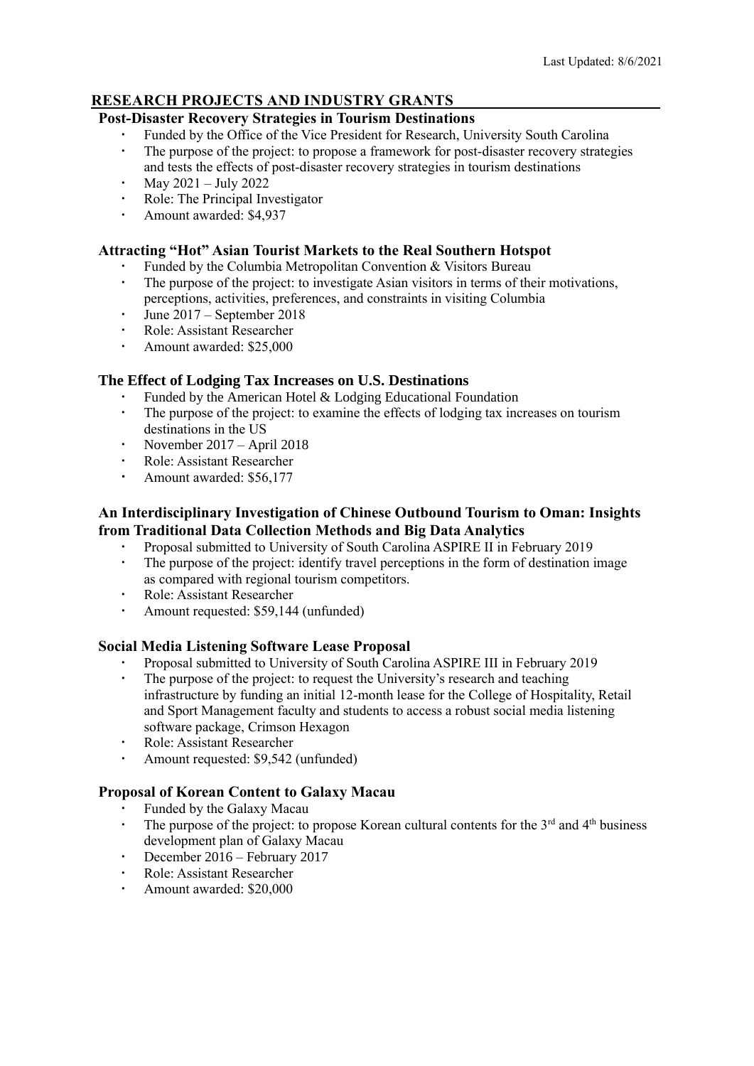## RESEARCH PROJECTS AND INDUSTRY GRANTS

### Post-Disaster Recovery Strategies in Tourism Destinations

- Funded by the Office of the Vice President for Research, University South Carolina
- The purpose of the project: to propose a framework for post-disaster recovery strategies and tests the effects of post-disaster recovery strategies in tourism destinations
- May 2021 – July 2022
- Role: The Principal Investigator
- Amount awarded: $4,937

### Attracting "Hot" Asian Tourist Markets to the Real Southern Hotspot

- Funded by the Columbia Metropolitan Convention & Visitors Bureau
- The purpose of the project: to investigate Asian visitors in terms of their motivations, perceptions, activities, preferences, and constraints in visiting Columbia
- June 2017 – September 2018
- Role: Assistant Researcher
- Amount awarded: $25,000

### The Effect of Lodging Tax Increases on U.S. Destinations

- Funded by the American Hotel & Lodging Educational Foundation
- The purpose of the project: to examine the effects of lodging tax increases on tourism destinations in the US
- November 2017 – April 2018
- Role: Assistant Researcher
- Amount awarded: $56,177

### An Interdisciplinary Investigation of Chinese Outbound Tourism to Oman: Insights from Traditional Data Collection Methods and Big Data Analytics

- Proposal submitted to University of South Carolina ASPIRE II in February 2019
- The purpose of the project: identify travel perceptions in the form of destination image as compared with regional tourism competitors.
- Role: Assistant Researcher
- Amount requested: $59,144 (unfunded)

### Social Media Listening Software Lease Proposal

- Proposal submitted to University of South Carolina ASPIRE III in February 2019
- The purpose of the project: to request the University's research and teaching infrastructure by funding an initial 12-month lease for the College of Hospitality, Retail and Sport Management faculty and students to access a robust social media listening software package, Crimson Hexagon
- Role: Assistant Researcher
- Amount requested: $9,542 (unfunded)

### Proposal of Korean Content to Galaxy Macau

- Funded by the Galaxy Macau
- The purpose of the project: to propose Korean cultural contents for the 3rd and 4th business development plan of Galaxy Macau
- December 2016 – February 2017
- Role: Assistant Researcher
- Amount awarded: $20,000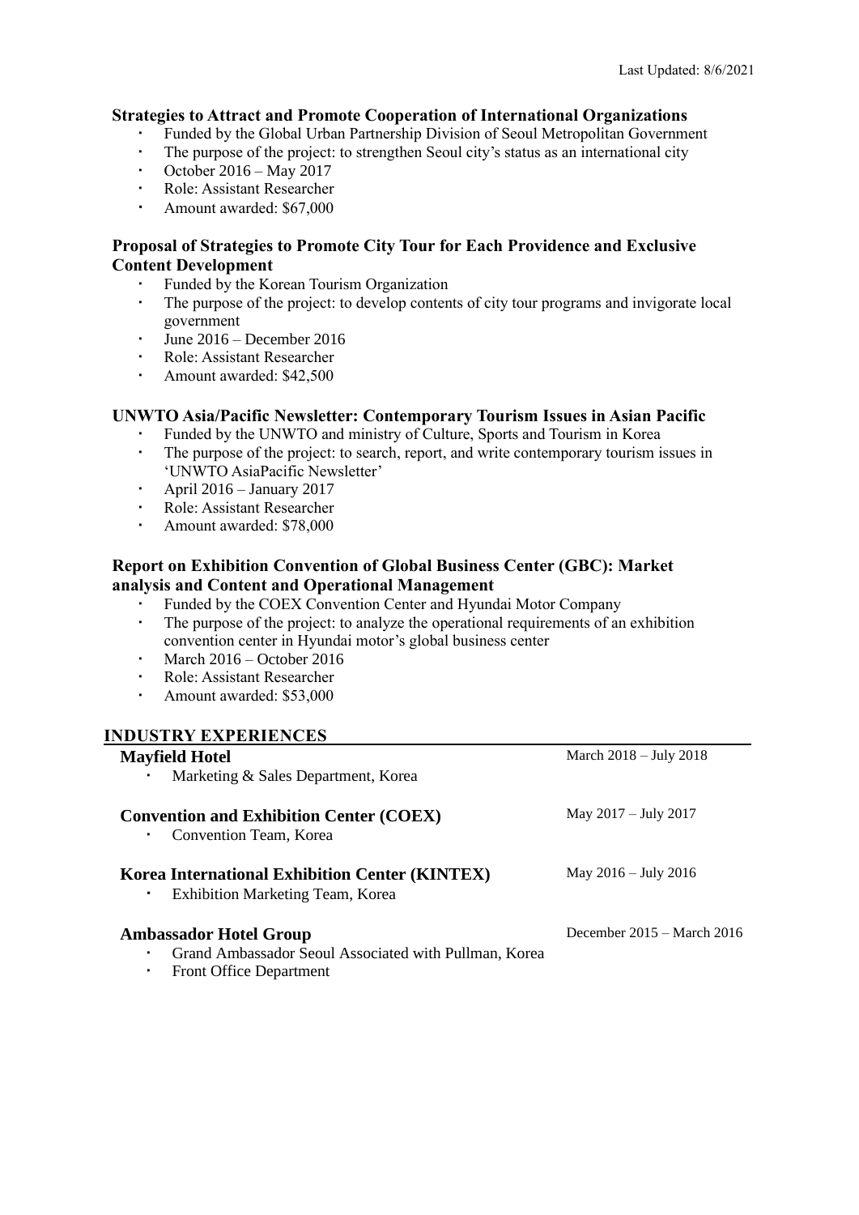Last Updated: 8/6/2021

**Strategies to Attract and Promote Cooperation of International Organizations**

- Funded by the Global Urban Partnership Division of Seoul Metropolitan Government
- The purpose of the project: to strengthen Seoul city's status as an international city
- October 2016 – May 2017
- Role: Assistant Researcher
- Amount awarded: $67,000

**Proposal of Strategies to Promote City Tour for Each Providence and Exclusive Content Development**

- Funded by the Korean Tourism Organization
- The purpose of the project: to develop contents of city tour programs and invigorate local government
- June 2016 – December 2016
- Role: Assistant Researcher
- Amount awarded: $42,500

**UNWTO Asia/Pacific Newsletter: Contemporary Tourism Issues in Asian Pacific**

- Funded by the UNWTO and ministry of Culture, Sports and Tourism in Korea
- The purpose of the project: to search, report, and write contemporary tourism issues in 'UNWTO AsiaPacific Newsletter'
- April 2016 – January 2017
- Role: Assistant Researcher
- Amount awarded: $78,000

**Report on Exhibition Convention of Global Business Center (GBC): Market analysis and Content and Operational Management**

- Funded by the COEX Convention Center and Hyundai Motor Company
- The purpose of the project: to analyze the operational requirements of an exhibition convention center in Hyundai motor's global business center
- March 2016 – October 2016
- Role: Assistant Researcher
- Amount awarded: $53,000

## INDUSTRY EXPERIENCES

**Mayfield Hotel** — March 2018 – July 2018

- Marketing & Sales Department, Korea

**Convention and Exhibition Center (COEX)** — May 2017 – July 2017

- Convention Team, Korea

**Korea International Exhibition Center (KINTEX)** — May 2016 – July 2016

- Exhibition Marketing Team, Korea

**Ambassador Hotel Group** — December 2015 – March 2016

- Grand Ambassador Seoul Associated with Pullman, Korea
- Front Office Department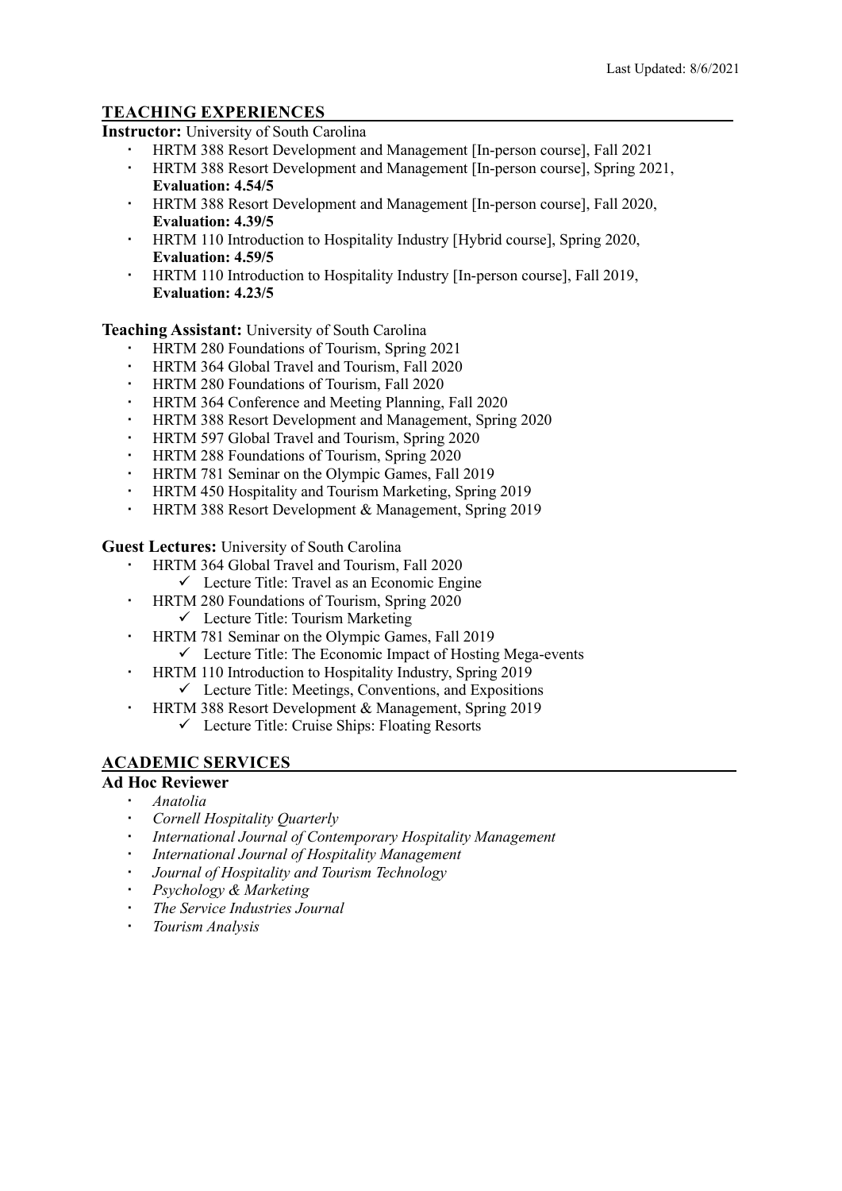Last Updated: 8/6/2021

## TEACHING EXPERIENCES

**Instructor:** University of South Carolina

- HRTM 388 Resort Development and Management [In-person course], Fall 2021
- HRTM 388 Resort Development and Management [In-person course], Spring 2021, **Evaluation: 4.54/5**
- HRTM 388 Resort Development and Management [In-person course], Fall 2020, **Evaluation: 4.39/5**
- HRTM 110 Introduction to Hospitality Industry [Hybrid course], Spring 2020, **Evaluation: 4.59/5**
- HRTM 110 Introduction to Hospitality Industry [In-person course], Fall 2019, **Evaluation: 4.23/5**

**Teaching Assistant:** University of South Carolina

- HRTM 280 Foundations of Tourism, Spring 2021
- HRTM 364 Global Travel and Tourism, Fall 2020
- HRTM 280 Foundations of Tourism, Fall 2020
- HRTM 364 Conference and Meeting Planning, Fall 2020
- HRTM 388 Resort Development and Management, Spring 2020
- HRTM 597 Global Travel and Tourism, Spring 2020
- HRTM 288 Foundations of Tourism, Spring 2020
- HRTM 781 Seminar on the Olympic Games, Fall 2019
- HRTM 450 Hospitality and Tourism Marketing, Spring 2019
- HRTM 388 Resort Development & Management, Spring 2019

**Guest Lectures:** University of South Carolina

- HRTM 364 Global Travel and Tourism, Fall 2020
  - ✓ Lecture Title: Travel as an Economic Engine
- HRTM 280 Foundations of Tourism, Spring 2020
  - ✓ Lecture Title: Tourism Marketing
- HRTM 781 Seminar on the Olympic Games, Fall 2019
  - ✓ Lecture Title: The Economic Impact of Hosting Mega-events
- HRTM 110 Introduction to Hospitality Industry, Spring 2019
  - ✓ Lecture Title: Meetings, Conventions, and Expositions
- HRTM 388 Resort Development & Management, Spring 2019
  - ✓ Lecture Title: Cruise Ships: Floating Resorts

## ACADEMIC SERVICES

### Ad Hoc Reviewer

- *Anatolia*
- *Cornell Hospitality Quarterly*
- *International Journal of Contemporary Hospitality Management*
- *International Journal of Hospitality Management*
- *Journal of Hospitality and Tourism Technology*
- *Psychology & Marketing*
- *The Service Industries Journal*
- *Tourism Analysis*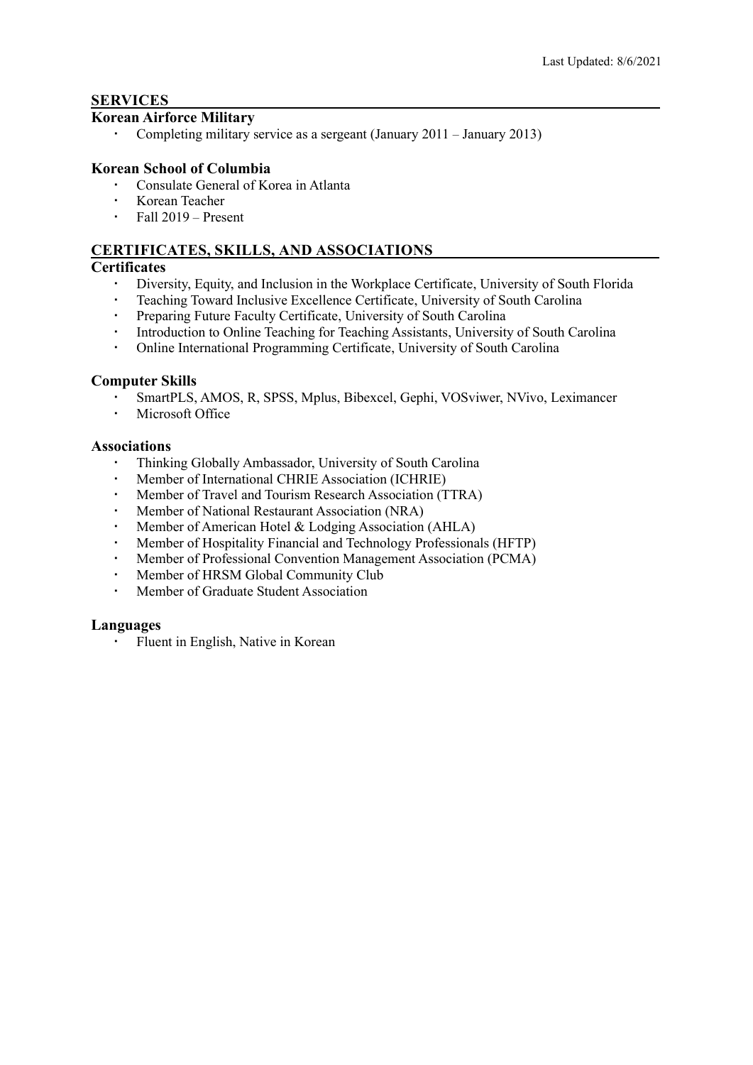Last Updated: 8/6/2021

## SERVICES

### Korean Airforce Military

- Completing military service as a sergeant (January 2011 – January 2013)

### Korean School of Columbia

- Consulate General of Korea in Atlanta
- Korean Teacher
- Fall 2019 – Present

## CERTIFICATES, SKILLS, AND ASSOCIATIONS

### Certificates

- Diversity, Equity, and Inclusion in the Workplace Certificate, University of South Florida
- Teaching Toward Inclusive Excellence Certificate, University of South Carolina
- Preparing Future Faculty Certificate, University of South Carolina
- Introduction to Online Teaching for Teaching Assistants, University of South Carolina
- Online International Programming Certificate, University of South Carolina

### Computer Skills

- SmartPLS, AMOS, R, SPSS, Mplus, Bibexcel, Gephi, VOSviwer, NVivo, Leximancer
- Microsoft Office

### Associations

- Thinking Globally Ambassador, University of South Carolina
- Member of International CHRIE Association (ICHRIE)
- Member of Travel and Tourism Research Association (TTRA)
- Member of National Restaurant Association (NRA)
- Member of American Hotel & Lodging Association (AHLA)
- Member of Hospitality Financial and Technology Professionals (HFTP)
- Member of Professional Convention Management Association (PCMA)
- Member of HRSM Global Community Club
- Member of Graduate Student Association

### Languages

- Fluent in English, Native in Korean